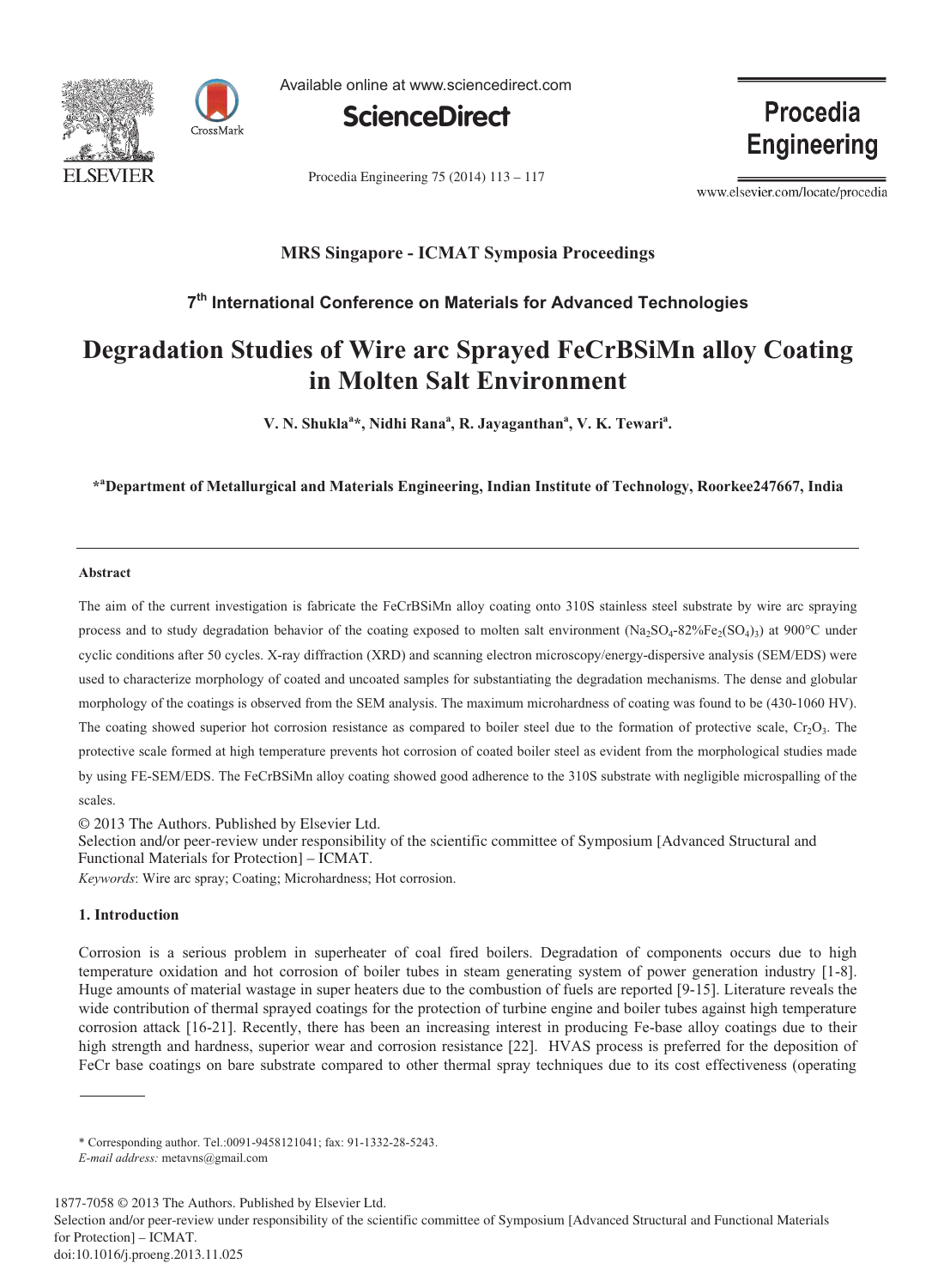MRS Singapore - ICMAT Symposia Proceedings

7th International Conference on Materials for Advanced Technologies

# Degradation Studies of Wire arc Sprayed FeCrBSiMn alloy Coating in Molten Salt Environment

**V. N. Shukla[a]*, Nidhi Rana[a], R. Jayaganthan[a], V. K. Tewari[a].**

**[*a]Department of Metallurgical and Materials Engineering, Indian Institute of Technology, Roorkee247667, India**

---

### Abstract

The aim of the current investigation is fabricate the FeCrBSiMn alloy coating onto 310S stainless steel substrate by wire arc spraying process and to study degradation behavior of the coating exposed to molten salt environment ($Na_2SO_4$-82%$Fe_2(SO_4)_3$) at 900°C under cyclic conditions after 50 cycles. X-ray diffraction (XRD) and scanning electron microscopy/energy-dispersive analysis (SEM/EDS) were used to characterize morphology of coated and uncoated samples for substantiating the degradation mechanisms. The dense and globular morphology of the coatings is observed from the SEM analysis. The maximum microhardness of coating was found to be (430-1060 HV). The coating showed superior hot corrosion resistance as compared to boiler steel due to the formation of protective scale, $Cr_2O_3$. The protective scale formed at high temperature prevents hot corrosion of coated boiler steel as evident from the morphological studies made by using FE-SEM/EDS. The FeCrBSiMn alloy coating showed good adherence to the 310S substrate with negligible microspalling of the scales.

© 2013 The Authors. Published by Elsevier Ltd.
Selection and/or peer-review under responsibility of the scientific committee of Symposium [Advanced Structural and Functional Materials for Protection] – ICMAT.

*Keywords*: Wire arc spray; Coating; Microhardness; Hot corrosion.

## 1. Introduction

Corrosion is a serious problem in superheater of coal fired boilers. Degradation of components occurs due to high temperature oxidation and hot corrosion of boiler tubes in steam generating system of power generation industry [1-8]. Huge amounts of material wastage in super heaters due to the combustion of fuels are reported [9-15]. Literature reveals the wide contribution of thermal sprayed coatings for the protection of turbine engine and boiler tubes against high temperature corrosion attack [16-21]. Recently, there has been an increasing interest in producing Fe-base alloy coatings due to their high strength and hardness, superior wear and corrosion resistance [22]. HVAS process is preferred for the deposition of FeCr base coatings on bare substrate compared to other thermal spray techniques due to its cost effectiveness (operating

---

* Corresponding author. Tel.:0091-9458121041; fax: 91-1332-28-5243.
*E-mail address:* metavns@gmail.com

1877-7058 © 2013 The Authors. Published by Elsevier Ltd.
Selection and/or peer-review under responsibility of the scientific committee of Symposium [Advanced Structural and Functional Materials for Protection] – ICMAT.
doi:10.1016/j.proeng.2013.11.025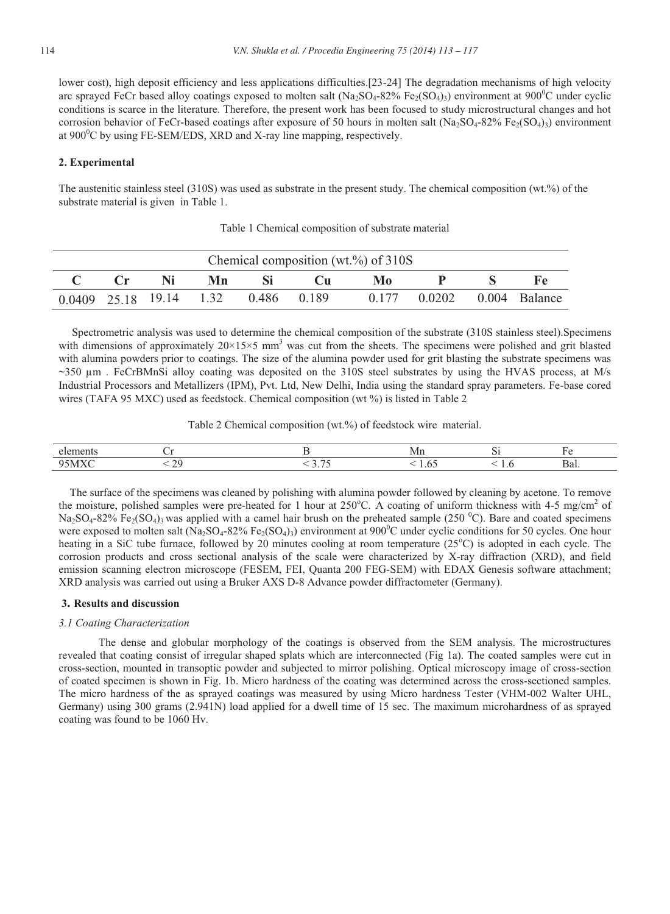lower cost), high deposit efficiency and less applications difficulties.[23-24] The degradation mechanisms of high velocity arc sprayed FeCr based alloy coatings exposed to molten salt ($Na_2SO_4$-82% $Fe_2(SO_4)_3$) environment at 900[0]C under cyclic conditions is scarce in the literature. Therefore, the present work has been focused to study microstructural changes and hot corrosion behavior of FeCr-based coatings after exposure of 50 hours in molten salt ($Na_2SO_4$-82% $Fe_2(SO_4)_3$) environment at 900[0]C by using FE-SEM/EDS, XRD and X-ray line mapping, respectively.

## 2. Experimental

The austenitic stainless steel (310S) was used as substrate in the present study. The chemical composition (wt.%) of the substrate material is given in Table 1.

Table 1 Chemical composition of substrate material

| Chemical composition (wt.%) of 310S | | | | | | | | | |
|---|---|---|---|---|---|---|---|---|---|
| **C** | **Cr** | **Ni** | **Mn** | **Si** | **Cu** | **Mo** | **P** | **S** | **Fe** |
| 0.0409 | 25.18 | 19.14 | 1.32 | 0.486 | 0.189 | 0.177 | 0.0202 | 0.004 | Balance |

Spectrometric analysis was used to determine the chemical composition of the substrate (310S stainless steel).Specimens with dimensions of approximately 20×15×5 mm$^3$ was cut from the sheets. The specimens were polished and grit blasted with alumina powders prior to coatings. The size of the alumina powder used for grit blasting the substrate specimens was ~350 µm . FeCrBMnSi alloy coating was deposited on the 310S steel substrates by using the HVAS process, at M/s Industrial Processors and Metallizers (IPM), Pvt. Ltd, New Delhi, India using the standard spray parameters. Fe-base cored wires (TAFA 95 MXC) used as feedstock. Chemical composition (wt %) is listed in Table 2

Table 2 Chemical composition (wt.%) of feedstock wire material.

| elements | Cr | B | Mn | Si | Fe |
|---|---|---|---|---|---|
| 95MXC | < 29 | < 3.75 | < 1.65 | < 1.6 | Bal. |

The surface of the specimens was cleaned by polishing with alumina powder followed by cleaning by acetone. To remove the moisture, polished samples were pre-heated for 1 hour at 250°C. A coating of uniform thickness with 4-5 mg/cm$^2$ of $Na_2SO_4$-82% $Fe_2(SO_4)_3$ was applied with a camel hair brush on the preheated sample (250 [0]C). Bare and coated specimens were exposed to molten salt ($Na_2SO_4$-82% $Fe_2(SO_4)_3$) environment at 900[0]C under cyclic conditions for 50 cycles. One hour heating in a SiC tube furnace, followed by 20 minutes cooling at room temperature (25°C) is adopted in each cycle. The corrosion products and cross sectional analysis of the scale were characterized by X-ray diffraction (XRD), and field emission scanning electron microscope (FESEM, FEI, Quanta 200 FEG-SEM) with EDAX Genesis software attachment; XRD analysis was carried out using a Bruker AXS D-8 Advance powder diffractometer (Germany).

## 3. Results and discussion

### *3.1 Coating Characterization*

The dense and globular morphology of the coatings is observed from the SEM analysis. The microstructures revealed that coating consist of irregular shaped splats which are interconnected (Fig 1a). The coated samples were cut in cross-section, mounted in transoptic powder and subjected to mirror polishing. Optical microscopy image of cross-section of coated specimen is shown in Fig. 1b. Micro hardness of the coating was determined across the cross-sectioned samples. The micro hardness of the as sprayed coatings was measured by using Micro hardness Tester (VHM-002 Walter UHL, Germany) using 300 grams (2.941N) load applied for a dwell time of 15 sec. The maximum microhardness of as sprayed coating was found to be 1060 Hv.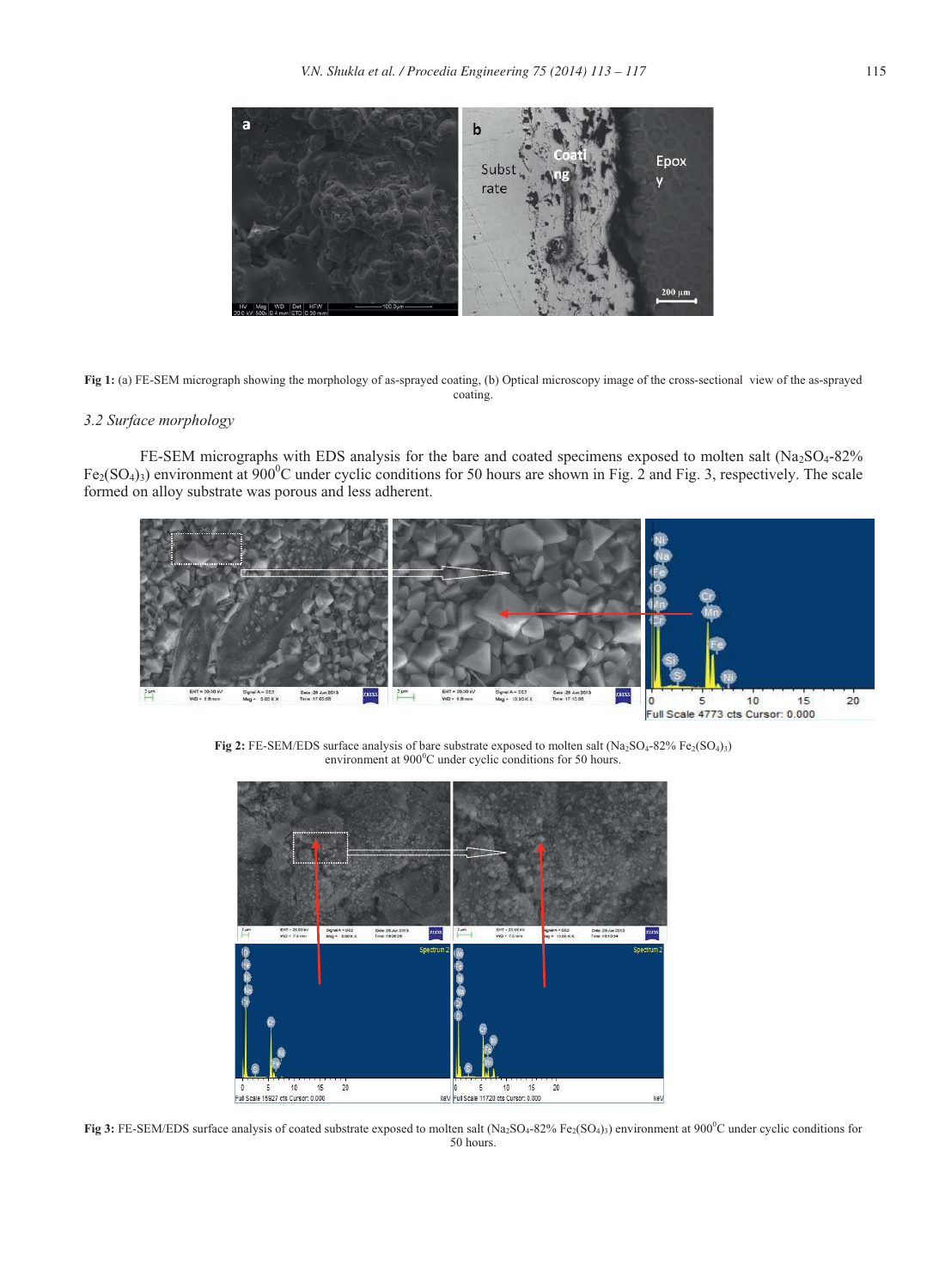Fig 1: (a) FE-SEM micrograph showing the morphology of as-sprayed coating, (b) Optical microscopy image of the cross-sectional view of the as-sprayed coating.

### 3.2 Surface morphology

FE-SEM micrographs with EDS analysis for the bare and coated specimens exposed to molten salt ($Na_2SO_4$-82% $Fe_2(SO_4)_3$) environment at $900^0$C under cyclic conditions for 50 hours are shown in Fig. 2 and Fig. 3, respectively. The scale formed on alloy substrate was porous and less adherent.

Fig 2: FE-SEM/EDS surface analysis of bare substrate exposed to molten salt ($Na_2SO_4$-82% $Fe_2(SO_4)_3$) environment at $900^0$C under cyclic conditions for 50 hours.

Fig 3: FE-SEM/EDS surface analysis of coated substrate exposed to molten salt ($Na_2SO_4$-82% $Fe_2(SO_4)_3$) environment at $900^0$C under cyclic conditions for 50 hours.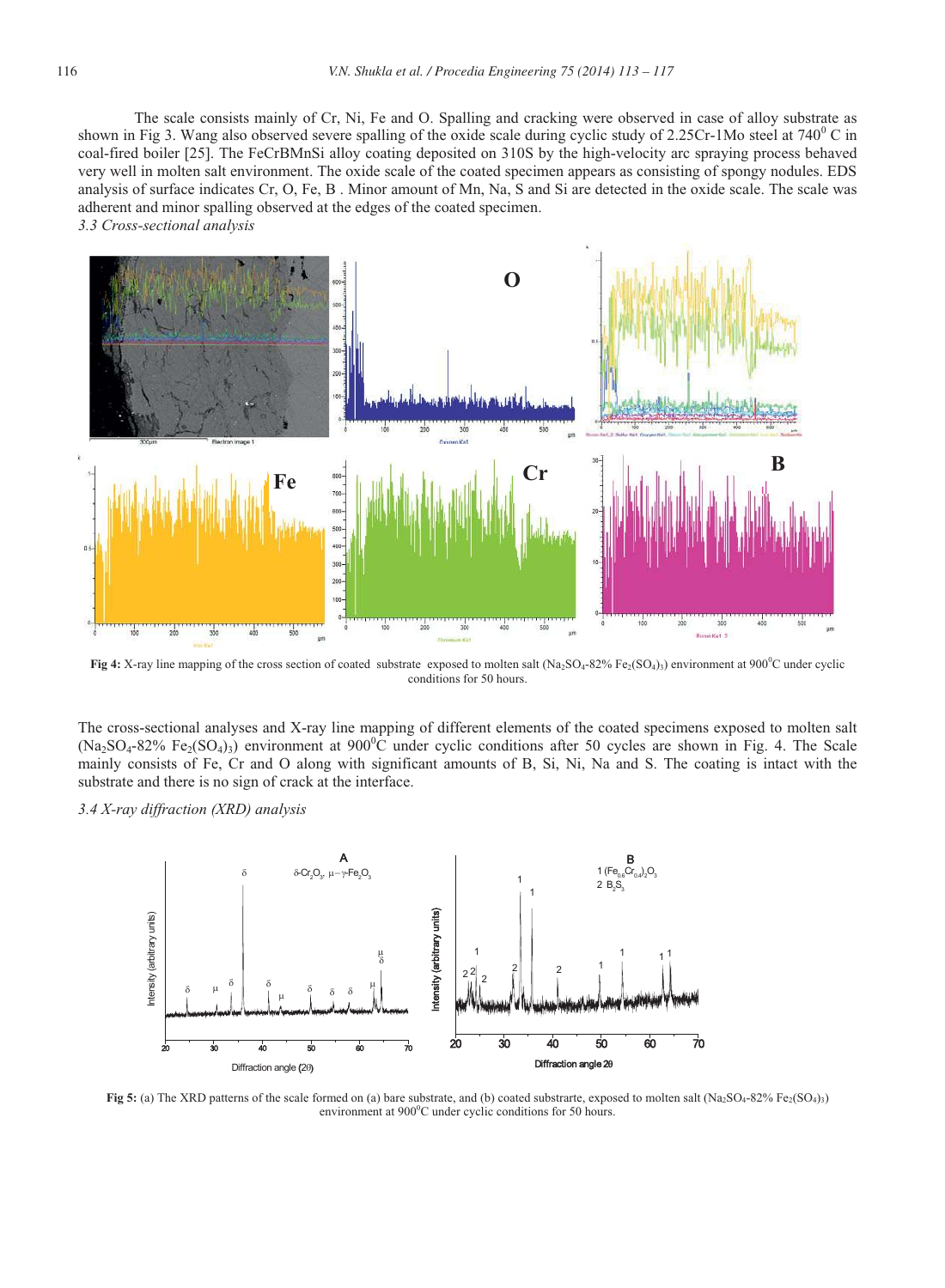The scale consists mainly of Cr, Ni, Fe and O. Spalling and cracking were observed in case of alloy substrate as shown in Fig 3. Wang also observed severe spalling of the oxide scale during cyclic study of 2.25Cr-1Mo steel at $740^0$ C in coal-fired boiler [25]. The FeCrBMnSi alloy coating deposited on 310S by the high-velocity arc spraying process behaved very well in molten salt environment. The oxide scale of the coated specimen appears as consisting of spongy nodules. EDS analysis of surface indicates Cr, O, Fe, B . Minor amount of Mn, Na, S and Si are detected in the oxide scale. The scale was adherent and minor spalling observed at the edges of the coated specimen.

*3.3 Cross-sectional analysis*

**Fig 4:** X-ray line mapping of the cross section of coated substrate exposed to molten salt ($Na_2SO_4$-82% $Fe_2(SO_4)_3$) environment at $900^0$C under cyclic conditions for 50 hours.

The cross-sectional analyses and X-ray line mapping of different elements of the coated specimens exposed to molten salt ($Na_2SO_4$-82% $Fe_2(SO_4)_3$) environment at $900^0$C under cyclic conditions after 50 cycles are shown in Fig. 4. The Scale mainly consists of Fe, Cr and O along with significant amounts of B, Si, Ni, Na and S. The coating is intact with the substrate and there is no sign of crack at the interface.

*3.4 X-ray diffraction (XRD) analysis*

**Fig 5:** (a) The XRD patterns of the scale formed on (a) bare substrate, and (b) coated substrarte, exposed to molten salt ($Na_2SO_4$-82% $Fe_2(SO_4)_3$) environment at $900^0$C under cyclic conditions for 50 hours.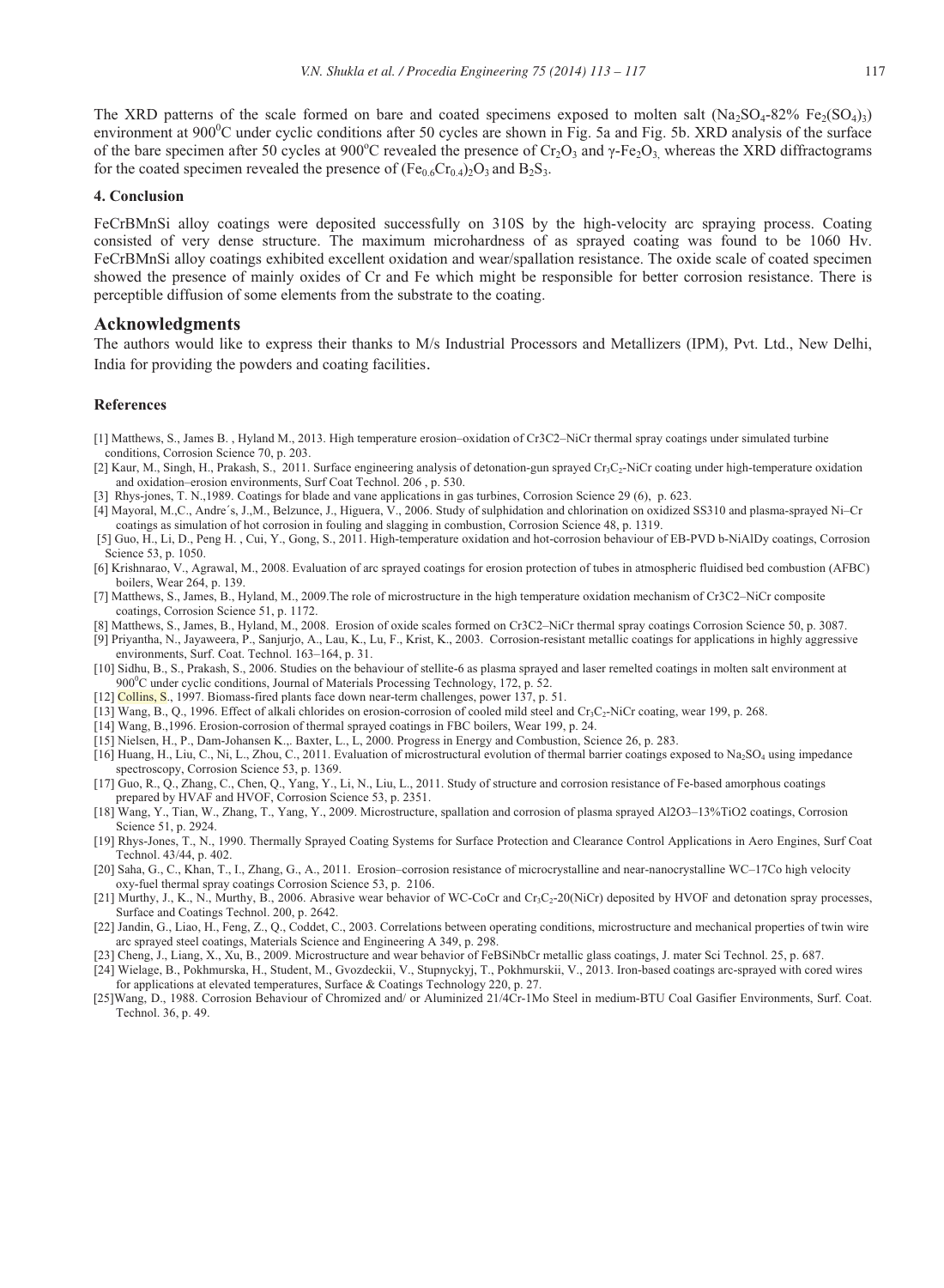The XRD patterns of the scale formed on bare and coated specimens exposed to molten salt ($Na_2SO_4$-82% $Fe_2(SO_4)_3$) environment at 900$^0$C under cyclic conditions after 50 cycles are shown in Fig. 5a and Fig. 5b. XRD analysis of the surface of the bare specimen after 50 cycles at 900$^o$C revealed the presence of $Cr_2O_3$ and γ-$Fe_2O_3$, whereas the XRD diffractograms for the coated specimen revealed the presence of $(Fe_{0.6}Cr_{0.4})_2O_3$ and $B_2S_3$.

## 4. Conclusion

FeCrBMnSi alloy coatings were deposited successfully on 310S by the high-velocity arc spraying process. Coating consisted of very dense structure. The maximum microhardness of as sprayed coating was found to be 1060 Hv. FeCrBMnSi alloy coatings exhibited excellent oxidation and wear/spallation resistance. The oxide scale of coated specimen showed the presence of mainly oxides of Cr and Fe which might be responsible for better corrosion resistance. There is perceptible diffusion of some elements from the substrate to the coating.

## Acknowledgments

The authors would like to express their thanks to M/s Industrial Processors and Metallizers (IPM), Pvt. Ltd., New Delhi, India for providing the powders and coating facilities.

## References

[1] Matthews, S., James B. , Hyland M., 2013. High temperature erosion–oxidation of Cr3C2–NiCr thermal spray coatings under simulated turbine conditions, Corrosion Science 70, p. 203.

[2] Kaur, M., Singh, H., Prakash, S., 2011. Surface engineering analysis of detonation-gun sprayed $Cr_3C_2$-NiCr coating under high-temperature oxidation and oxidation–erosion environments, Surf Coat Technol. 206 , p. 530.

[3] Rhys-jones, T. N.,1989. Coatings for blade and vane applications in gas turbines, Corrosion Science 29 (6), p. 623.

[4] Mayoral, M.,C., Andre´s, J.,M., Belzunce, J., Higuera, V., 2006. Study of sulphidation and chlorination on oxidized SS310 and plasma-sprayed Ni–Cr coatings as simulation of hot corrosion in fouling and slagging in combustion, Corrosion Science 48, p. 1319.

[5] Guo, H., Li, D., Peng H. , Cui, Y., Gong, S., 2011. High-temperature oxidation and hot-corrosion behaviour of EB-PVD b-NiAlDy coatings, Corrosion Science 53, p. 1050.

[6] Krishnarao, V., Agrawal, M., 2008. Evaluation of arc sprayed coatings for erosion protection of tubes in atmospheric fluidised bed combustion (AFBC) boilers, Wear 264, p. 139.

[7] Matthews, S., James, B., Hyland, M., 2009.The role of microstructure in the high temperature oxidation mechanism of Cr3C2–NiCr composite coatings, Corrosion Science 51, p. 1172.

[8] Matthews, S., James, B., Hyland, M., 2008. Erosion of oxide scales formed on Cr3C2–NiCr thermal spray coatings Corrosion Science 50, p. 3087.

[9] Priyantha, N., Jayaweera, P., Sanjurjo, A., Lau, K., Lu, F., Krist, K., 2003. Corrosion-resistant metallic coatings for applications in highly aggressive environments, Surf. Coat. Technol. 163–164, p. 31.

[10] Sidhu, B., S., Prakash, S., 2006. Studies on the behaviour of stellite-6 as plasma sprayed and laser remelted coatings in molten salt environment at 900$^0$C under cyclic conditions, Journal of Materials Processing Technology, 172, p. 52.

[12] Collins, S., 1997. Biomass-fired plants face down near-term challenges, power 137, p. 51.

[13] Wang, B., Q., 1996. Effect of alkali chlorides on erosion-corrosion of cooled mild steel and $Cr_3C_2$-NiCr coating, wear 199, p. 268.

[14] Wang, B.,1996. Erosion-corrosion of thermal sprayed coatings in FBC boilers, Wear 199, p. 24.

[15] Nielsen, H., P., Dam-Johansen K.,. Baxter, L., L, 2000. Progress in Energy and Combustion, Science 26, p. 283.

[16] Huang, H., Liu, C., Ni, L., Zhou, C., 2011. Evaluation of microstructural evolution of thermal barrier coatings exposed to $Na_2SO_4$ using impedance spectroscopy, Corrosion Science 53, p. 1369.

[17] Guo, R., Q., Zhang, C., Chen, Q., Yang, Y., Li, N., Liu, L., 2011. Study of structure and corrosion resistance of Fe-based amorphous coatings prepared by HVAF and HVOF, Corrosion Science 53, p. 2351.

[18] Wang, Y., Tian, W., Zhang, T., Yang, Y., 2009. Microstructure, spallation and corrosion of plasma sprayed Al2O3–13%TiO2 coatings, Corrosion Science 51, p. 2924.

[19] Rhys-Jones, T., N., 1990. Thermally Sprayed Coating Systems for Surface Protection and Clearance Control Applications in Aero Engines, Surf Coat Technol. 43/44, p. 402.

[20] Saha, G., C., Khan, T., I., Zhang, G., A., 2011. Erosion–corrosion resistance of microcrystalline and near-nanocrystalline WC–17Co high velocity oxy-fuel thermal spray coatings Corrosion Science 53, p. 2106.

[21] Murthy, J., K., N., Murthy, B., 2006. Abrasive wear behavior of WC-CoCr and $Cr_3C_2$-20(NiCr) deposited by HVOF and detonation spray processes, Surface and Coatings Technol. 200, p. 2642.

[22] Jandin, G., Liao, H., Feng, Z., Q., Coddet, C., 2003. Correlations between operating conditions, microstructure and mechanical properties of twin wire arc sprayed steel coatings, Materials Science and Engineering A 349, p. 298.

[23] Cheng, J., Liang, X., Xu, B., 2009. Microstructure and wear behavior of FeBSiNbCr metallic glass coatings, J. mater Sci Technol. 25, p. 687.

[24] Wielage, B., Pokhmurska, H., Student, M., Gvozdeckii, V., Stupnyckyj, T., Pokhmurskii, V., 2013. Iron-based coatings arc-sprayed with cored wires for applications at elevated temperatures, Surface & Coatings Technology 220, p. 27.

[25]Wang, D., 1988. Corrosion Behaviour of Chromized and/ or Aluminized 21/4Cr-1Mo Steel in medium-BTU Coal Gasifier Environments, Surf. Coat. Technol. 36, p. 49.